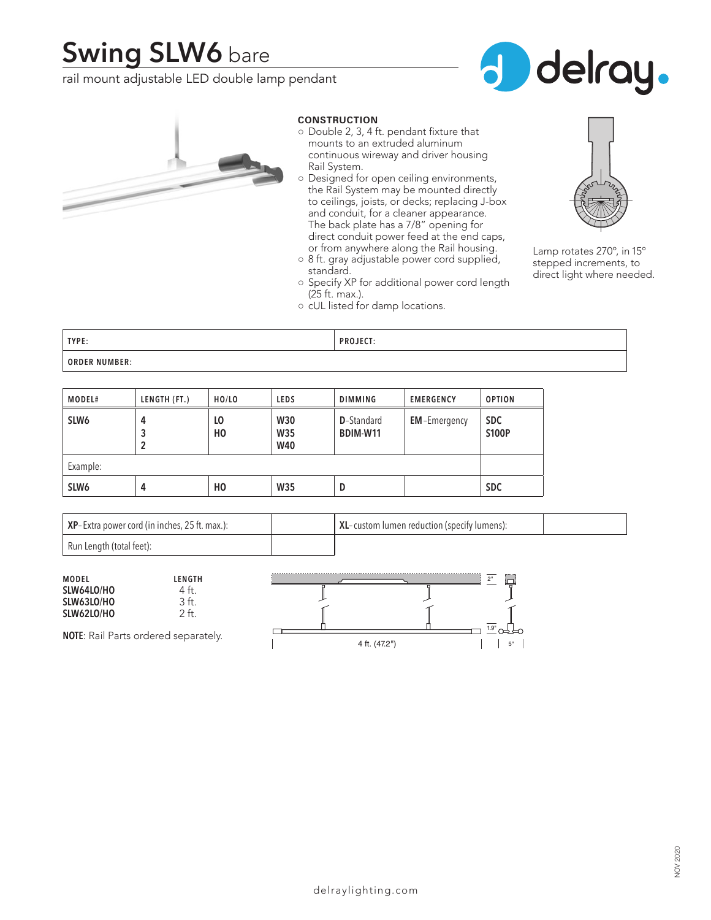# Swing SLW6 bare

rail mount adjustable LED double lamp pendant

delray.

**CONSTRUCTION**

- Double 2, 3, 4 ft. pendant fixture that mounts to an extruded aluminum continuous wireway and driver housing Rail System.
- Designed for open ceiling environments, the Rail System may be mounted directly to ceilings, joists, or decks; replacing J-box and conduit, for a cleaner appearance. The back plate has a 7/8" opening for direct conduit power feed at the end caps, or from anywhere along the Rail housing.
- 8 ft. gray adjustable power cord supplied, standard.
- Specify XP for additional power cord length (25 ft. max.).
- cUL listed for damp locations.

Lamp rotates 270°, in 15° stepped increments, to direct light where needed.

| TYPE: | PROJECT: |
|---|---|
| ORDER NUMBER: | |

| MODEL# | LENGTH (FT.) | HO/LO | LEDS | DIMMING | EMERGENCY | OPTION |
|---|---|---|---|---|---|---|
| **SLW6** | **4**<br>**3**<br>**2** | **LO**<br>**HO** | **W30**<br>**W35**<br>**W40** | **D**-Standard<br>**BDIM-W11** | **EM**-Emergency | **SDC**<br>**S100P** |
| Example: | | | | | | |
| **SLW6** | **4** | **HO** | **W35** | **D** | | **SDC** |

| **XP**-Extra power cord (in inches, 25 ft. max.): | | **XL**-custom lumen reduction (specify lumens): | |
|---|---|---|---|
| Run Length (total feet): | | | |

| MODEL | LENGTH |
|---|---|
| **SLW64LO/HO** | 4 ft. |
| **SLW63LO/HO** | 3 ft. |
| **SLW62LO/HO** | 2 ft. |

**NOTE**: Rail Parts ordered separately.

2" 1.9" 4 ft. (47.2") 5"

delraylighting.com

NOV 2020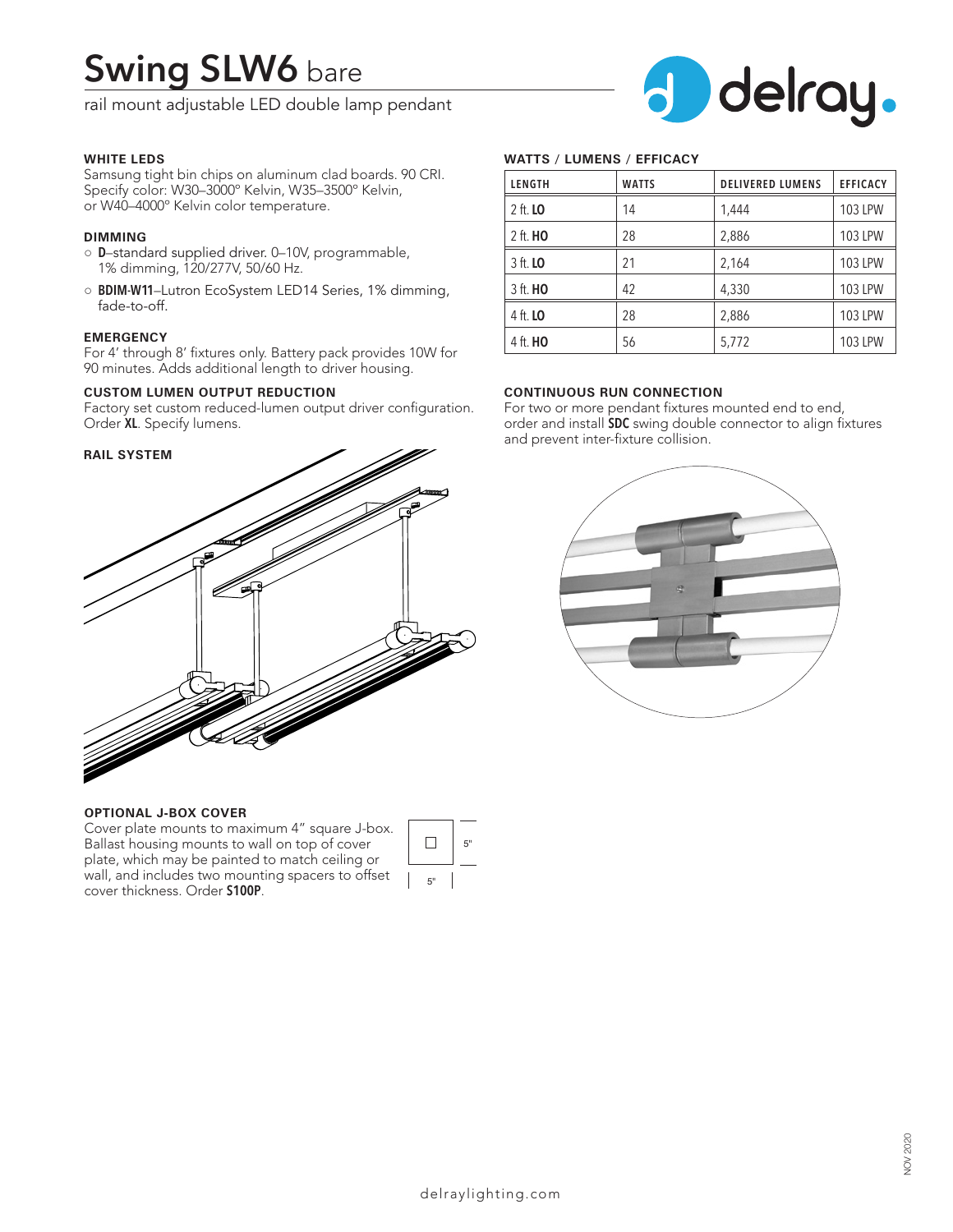# Swing SLW6 bare

rail mount adjustable LED double lamp pendant

delray.

### WHITE LEDS

Samsung tight bin chips on aluminum clad boards. 90 CRI. Specify color: W30–3000° Kelvin, W35–3500° Kelvin, or W40–4000° Kelvin color temperature.

### DIMMING

- **D**–standard supplied driver. 0–10V, programmable, 1% dimming, 120/277V, 50/60 Hz.
- **BDIM-W11**–Lutron EcoSystem LED14 Series, 1% dimming, fade-to-off.

### EMERGENCY

For 4' through 8' fixtures only. Battery pack provides 10W for 90 minutes. Adds additional length to driver housing.

### CUSTOM LUMEN OUTPUT REDUCTION

Factory set custom reduced-lumen output driver configuration. Order **XL**. Specify lumens.

### RAIL SYSTEM

### OPTIONAL J-BOX COVER

Cover plate mounts to maximum 4" square J-box. Ballast housing mounts to wall on top of cover plate, which may be painted to match ceiling or wall, and includes two mounting spacers to offset cover thickness. Order **S100P**.

5"

5"

### WATTS / LUMENS / EFFICACY

| LENGTH | WATTS | DELIVERED LUMENS | EFFICACY |
|---|---|---|---|
| 2 ft. **LO** | 14 | 1,444 | 103 LPW |
| 2 ft. **HO** | 28 | 2,886 | 103 LPW |
| 3 ft. **LO** | 21 | 2,164 | 103 LPW |
| 3 ft. **HO** | 42 | 4,330 | 103 LPW |
| 4 ft. **LO** | 28 | 2,886 | 103 LPW |
| 4 ft. **HO** | 56 | 5,772 | 103 LPW |

### CONTINUOUS RUN CONNECTION

For two or more pendant fixtures mounted end to end, order and install **SDC** swing double connector to align fixtures and prevent inter-fixture collision.

delraylighting.com

NOV 2020